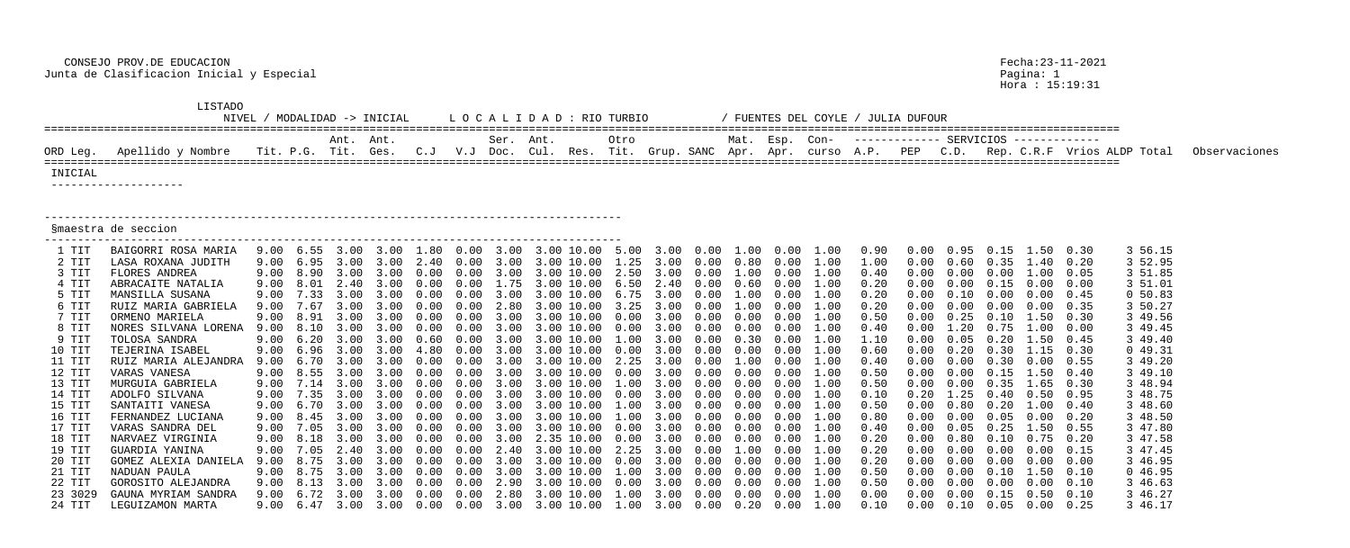CONSEJO PROV.DE EDUCACION
Junta de Clasificacion Inicial y Especial

Fecha:23-11-2021
Hora : 15:19:31

LISTADO

NIVEL / MODALIDAD -> INICIAL    L O C A L I D A D : RIO TURBIO    / FUENTES DEL COYLE / JULIA DUFOUR

INICIAL

§maestra de seccion

| ORD | Leg. | Apellido y Nombre | Tit. | P.G. | Ant. Tit. | Ant. Ges. | C.J | V.J | Ser. Doc. | Ant. Cul. | Res. | Otro Tit. | Grup. | SANC | Mat. Apr. | Esp. Apr. | Con- curso | A.P. | PEP | C.D. | Rep. | C.R.F | Vrios | ALDP | Total | Observaciones |
|---|---|---|---|---|---|---|---|---|---|---|---|---|---|---|---|---|---|---|---|---|---|---|---|---|---|---|
| 1 | TIT | BAIGORRI ROSA MARIA | 9.00 | 6.55 | 3.00 | 3.00 | 1.80 | 0.00 | 3.00 | 3.00 | 10.00 | 5.00 | 3.00 | 0.00 | 1.00 | 0.00 | 1.00 | 0.90 | 0.00 | 0.95 | 0.15 | 1.50 | 0.30 | 3 | 56.15 | |
| 2 | TIT | LASA ROXANA JUDITH | 9.00 | 6.95 | 3.00 | 3.00 | 2.40 | 0.00 | 3.00 | 3.00 | 10.00 | 1.25 | 3.00 | 0.00 | 0.80 | 0.00 | 1.00 | 1.00 | 0.00 | 0.60 | 0.35 | 1.40 | 0.20 | 3 | 52.95 | |
| 3 | TIT | FLORES ANDREA | 9.00 | 8.90 | 3.00 | 3.00 | 0.00 | 0.00 | 3.00 | 3.00 | 10.00 | 2.50 | 3.00 | 0.00 | 1.00 | 0.00 | 1.00 | 0.40 | 0.00 | 0.00 | 0.00 | 1.00 | 0.05 | 3 | 51.85 | |
| 4 | TIT | ABRACAITE NATALIA | 9.00 | 8.01 | 2.40 | 3.00 | 0.00 | 0.00 | 1.75 | 3.00 | 10.00 | 6.50 | 2.40 | 0.00 | 0.60 | 0.00 | 1.00 | 0.20 | 0.00 | 0.00 | 0.15 | 0.00 | 0.00 | 3 | 51.01 | |
| 5 | TIT | MANSILLA SUSANA | 9.00 | 7.33 | 3.00 | 3.00 | 0.00 | 0.00 | 3.00 | 3.00 | 10.00 | 6.75 | 3.00 | 0.00 | 1.00 | 0.00 | 1.00 | 0.20 | 0.00 | 0.10 | 0.00 | 0.00 | 0.45 | 0 | 50.83 | |
| 6 | TIT | RUIZ MARIA GABRIELA | 9.00 | 7.67 | 3.00 | 3.00 | 0.00 | 0.00 | 2.80 | 3.00 | 10.00 | 3.25 | 3.00 | 0.00 | 1.00 | 0.00 | 1.00 | 0.20 | 0.00 | 0.00 | 0.00 | 0.00 | 0.35 | 3 | 50.27 | |
| 7 | TIT | ORMENO MARIELA | 9.00 | 8.91 | 3.00 | 3.00 | 0.00 | 0.00 | 3.00 | 3.00 | 10.00 | 0.00 | 3.00 | 0.00 | 0.00 | 0.00 | 1.00 | 0.50 | 0.00 | 0.25 | 0.10 | 1.50 | 0.30 | 3 | 49.56 | |
| 8 | TIT | NORES SILVANA LORENA | 9.00 | 8.10 | 3.00 | 3.00 | 0.00 | 0.00 | 3.00 | 3.00 | 10.00 | 0.00 | 3.00 | 0.00 | 0.00 | 0.00 | 1.00 | 0.40 | 0.00 | 1.20 | 0.75 | 1.00 | 0.00 | 3 | 49.45 | |
| 9 | TIT | TOLOSA SANDRA | 9.00 | 6.20 | 3.00 | 3.00 | 0.60 | 0.00 | 3.00 | 3.00 | 10.00 | 1.00 | 3.00 | 0.00 | 0.30 | 0.00 | 1.00 | 1.10 | 0.00 | 0.05 | 0.20 | 1.50 | 0.45 | 3 | 49.40 | |
| 10 | TIT | TEJERINA ISABEL | 9.00 | 6.96 | 3.00 | 3.00 | 4.80 | 0.00 | 3.00 | 3.00 | 10.00 | 0.00 | 3.00 | 0.00 | 0.00 | 0.00 | 1.00 | 0.60 | 0.00 | 0.20 | 0.30 | 1.15 | 0.30 | 0 | 49.31 | |
| 11 | TIT | RUIZ MARIA ALEJANDRA | 9.00 | 6.70 | 3.00 | 3.00 | 0.00 | 0.00 | 3.00 | 3.00 | 10.00 | 2.25 | 3.00 | 0.00 | 1.00 | 0.00 | 1.00 | 0.40 | 0.00 | 0.00 | 0.30 | 0.00 | 0.55 | 3 | 49.20 | |
| 12 | TIT | VARAS VANESA | 9.00 | 8.55 | 3.00 | 3.00 | 0.00 | 0.00 | 3.00 | 3.00 | 10.00 | 0.00 | 3.00 | 0.00 | 0.00 | 0.00 | 1.00 | 0.50 | 0.00 | 0.00 | 0.15 | 1.50 | 0.40 | 3 | 49.10 | |
| 13 | TIT | MURGUIA GABRIELA | 9.00 | 7.14 | 3.00 | 3.00 | 0.00 | 0.00 | 3.00 | 3.00 | 10.00 | 1.00 | 3.00 | 0.00 | 0.00 | 0.00 | 1.00 | 0.50 | 0.00 | 0.00 | 0.35 | 1.65 | 0.30 | 3 | 48.94 | |
| 14 | TIT | ADOLFO SILVANA | 9.00 | 7.35 | 3.00 | 3.00 | 0.00 | 0.00 | 3.00 | 3.00 | 10.00 | 0.00 | 3.00 | 0.00 | 0.00 | 0.00 | 1.00 | 0.10 | 0.20 | 1.25 | 0.40 | 0.50 | 0.95 | 3 | 48.75 | |
| 15 | TIT | SANTAITI VANESA | 9.00 | 6.70 | 3.00 | 3.00 | 0.00 | 0.00 | 3.00 | 3.00 | 10.00 | 1.00 | 3.00 | 0.00 | 0.00 | 0.00 | 1.00 | 0.50 | 0.00 | 0.80 | 0.20 | 1.00 | 0.40 | 3 | 48.60 | |
| 16 | TIT | FERNANDEZ LUCIANA | 9.00 | 8.45 | 3.00 | 3.00 | 0.00 | 0.00 | 3.00 | 3.00 | 10.00 | 1.00 | 3.00 | 0.00 | 0.00 | 0.00 | 1.00 | 0.80 | 0.00 | 0.00 | 0.05 | 0.00 | 0.20 | 3 | 48.50 | |
| 17 | TIT | VARAS SANDRA DEL | 9.00 | 7.05 | 3.00 | 3.00 | 0.00 | 0.00 | 3.00 | 3.00 | 10.00 | 0.00 | 3.00 | 0.00 | 0.00 | 0.00 | 1.00 | 0.40 | 0.00 | 0.05 | 0.25 | 1.50 | 0.55 | 3 | 47.80 | |
| 18 | TIT | NARVAEZ VIRGINIA | 9.00 | 8.18 | 3.00 | 3.00 | 0.00 | 0.00 | 3.00 | 2.35 | 10.00 | 0.00 | 3.00 | 0.00 | 0.00 | 0.00 | 1.00 | 0.20 | 0.00 | 0.80 | 0.10 | 0.75 | 0.20 | 3 | 47.58 | |
| 19 | TIT | GUARDIA YANINA | 9.00 | 7.05 | 2.40 | 3.00 | 0.00 | 0.00 | 2.40 | 3.00 | 10.00 | 2.25 | 3.00 | 0.00 | 1.00 | 0.00 | 1.00 | 0.20 | 0.00 | 0.00 | 0.00 | 0.00 | 0.15 | 3 | 47.45 | |
| 20 | TIT | GOMEZ ALEXIA DANIELA | 9.00 | 8.75 | 3.00 | 3.00 | 0.00 | 0.00 | 3.00 | 3.00 | 10.00 | 0.00 | 3.00 | 0.00 | 0.00 | 0.00 | 1.00 | 0.20 | 0.00 | 0.00 | 0.00 | 0.00 | 0.00 | 3 | 46.95 | |
| 21 | TIT | NADUAN PAULA | 9.00 | 8.75 | 3.00 | 3.00 | 0.00 | 0.00 | 3.00 | 3.00 | 10.00 | 1.00 | 3.00 | 0.00 | 0.00 | 0.00 | 1.00 | 0.50 | 0.00 | 0.00 | 0.10 | 1.50 | 0.10 | 0 | 46.95 | |
| 22 | TIT | GOROSITO ALEJANDRA | 9.00 | 8.13 | 3.00 | 3.00 | 0.00 | 0.00 | 2.90 | 3.00 | 10.00 | 0.00 | 3.00 | 0.00 | 0.00 | 0.00 | 1.00 | 0.50 | 0.00 | 0.00 | 0.00 | 0.00 | 0.10 | 3 | 46.63 | |
| 23 | 3029 | GAUNA MYRIAM SANDRA | 9.00 | 6.72 | 3.00 | 3.00 | 0.00 | 0.00 | 2.80 | 3.00 | 10.00 | 1.00 | 3.00 | 0.00 | 0.00 | 0.00 | 1.00 | 0.00 | 0.00 | 0.00 | 0.15 | 0.50 | 0.10 | 3 | 46.27 | |
| 24 | TIT | LEGUIZAMON MARTA | 9.00 | 6.47 | 3.00 | 3.00 | 0.00 | 0.00 | 3.00 | 3.00 | 10.00 | 1.00 | 3.00 | 0.00 | 0.20 | 0.00 | 1.00 | 0.10 | 0.00 | 0.10 | 0.05 | 0.00 | 0.25 | 3 | 46.17 | |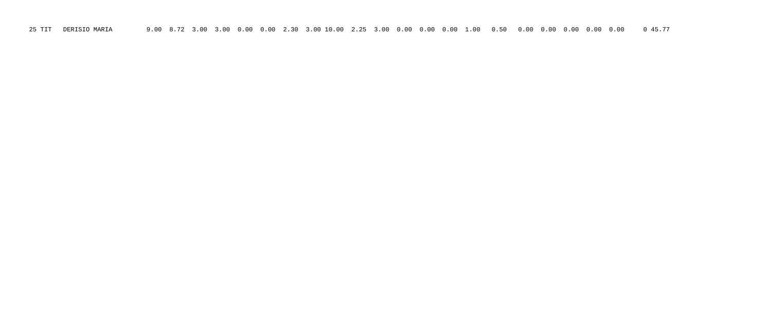| 25 | TIT | DERISIO MARIA | 9.00 | 8.72 | 3.00 | 3.00 | 0.00 | 0.00 | 2.30 | 3.00 | 10.00 | 2.25 | 3.00 | 0.00 | 0.00 | 0.00 | 1.00 | 0.50 | 0.00 | 0.00 | 0.00 | 0.00 | 0.00 | 0 | 45.77 |
|---|---|---|---|---|---|---|---|---|---|---|---|---|---|---|---|---|---|---|---|---|---|---|---|---|---|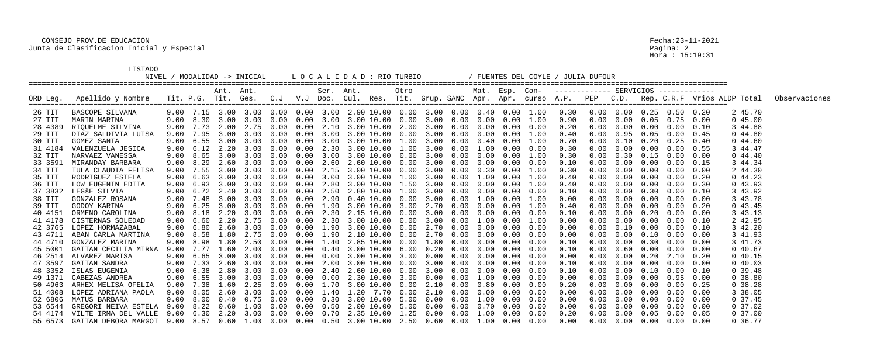CONSEJO PROV.DE EDUCACION
Junta de Clasificacion Inicial y Especial

Fecha:23-11-2021
Hora : 15:19:31

LISTADO

NIVEL / MODALIDAD -> INICIAL    L O C A L I D A D : RIO TURBIO    / FUENTES DEL COYLE / JULIA DUFOUR

| ORD Leg. | Apellido y Nombre | Tit. | P.G. | Ant. Tit. | Ant. Ges. | C.J | V.J | Ser. Doc. | Ant. Cul. | Res. | Otro Tit. | Grup. | SANC | Mat. Apr. | Esp. Apr. | Con- curso | A.P. | PEP | C.D. | Rep. | C.R.F | Vrios | ALDP | Total | Observaciones |
|---|---|---|---|---|---|---|---|---|---|---|---|---|---|---|---|---|---|---|---|---|---|---|---|---|---|
| 26 TIT | BASCOPE SILVANA | 9.00 | 7.15 | 3.00 | 3.00 | 0.00 | 0.00 | 3.00 | 2.90 | 10.00 | 0.00 | 3.00 | 0.00 | 0.40 | 0.00 | 1.00 | 0.30 | 0.00 | 0.00 | 0.25 | 0.50 | 0.20 | 2 | 45.70 | |
| 27 TIT | MARIN MARINA | 9.00 | 8.30 | 3.00 | 3.00 | 0.00 | 0.00 | 3.00 | 3.00 | 10.00 | 0.00 | 3.00 | 0.00 | 0.00 | 0.00 | 1.00 | 0.90 | 0.00 | 0.00 | 0.05 | 0.75 | 0.00 | 0 | 45.00 | |
| 28 4389 | RIQUELME SILVINA | 9.00 | 7.73 | 2.00 | 2.75 | 0.00 | 0.00 | 2.10 | 3.00 | 10.00 | 2.00 | 3.00 | 0.00 | 0.00 | 0.00 | 0.00 | 0.20 | 0.00 | 0.00 | 0.00 | 0.00 | 0.10 | 3 | 44.88 | |
| 29 TIT | DIAZ SALDIVIA LUISA | 9.00 | 7.95 | 3.00 | 3.00 | 0.00 | 0.00 | 3.00 | 3.00 | 10.00 | 0.00 | 3.00 | 0.00 | 0.00 | 0.00 | 1.00 | 0.40 | 0.00 | 0.95 | 0.05 | 0.00 | 0.45 | 0 | 44.80 | |
| 30 TIT | GOMEZ SANTA | 9.00 | 6.55 | 3.00 | 3.00 | 0.00 | 0.00 | 3.00 | 3.00 | 10.00 | 1.00 | 3.00 | 0.00 | 0.40 | 0.00 | 1.00 | 0.70 | 0.00 | 0.10 | 0.20 | 0.25 | 0.40 | 0 | 44.60 | |
| 31 4184 | VALENZUELA JESICA | 9.00 | 6.12 | 2.20 | 3.00 | 0.00 | 0.00 | 2.30 | 3.00 | 10.00 | 1.00 | 3.00 | 0.00 | 1.00 | 0.00 | 0.00 | 0.30 | 0.00 | 0.00 | 0.00 | 0.00 | 0.55 | 3 | 44.47 | |
| 32 TIT | NARVAEZ VANESSA | 9.00 | 8.65 | 3.00 | 3.00 | 0.00 | 0.00 | 3.00 | 3.00 | 10.00 | 0.00 | 3.00 | 0.00 | 0.00 | 0.00 | 1.00 | 0.30 | 0.00 | 0.30 | 0.15 | 0.00 | 0.00 | 0 | 44.40 | |
| 33 3591 | MIRANDAY BARBARA | 9.00 | 8.29 | 2.60 | 3.00 | 0.00 | 0.00 | 2.60 | 2.60 | 10.00 | 0.00 | 3.00 | 0.00 | 0.00 | 0.00 | 0.00 | 0.10 | 0.00 | 0.00 | 0.00 | 0.00 | 0.15 | 3 | 44.34 | |
| 34 TIT | TULA CLAUDIA FELISA | 9.00 | 7.55 | 3.00 | 3.00 | 0.00 | 0.00 | 2.15 | 3.00 | 10.00 | 0.00 | 3.00 | 0.00 | 0.30 | 0.00 | 1.00 | 0.30 | 0.00 | 0.00 | 0.00 | 0.00 | 0.00 | 2 | 44.30 | |
| 35 TIT | RODRIGUEZ ESTELA | 9.00 | 6.63 | 3.00 | 3.00 | 0.00 | 0.00 | 3.00 | 3.00 | 10.00 | 1.00 | 3.00 | 0.00 | 1.00 | 0.00 | 1.00 | 0.40 | 0.00 | 0.00 | 0.00 | 0.00 | 0.20 | 0 | 44.23 | |
| 36 TIT | LOW EUGENIN EDITA | 9.00 | 6.93 | 3.00 | 3.00 | 0.00 | 0.00 | 2.80 | 3.00 | 10.00 | 1.50 | 3.00 | 0.00 | 0.00 | 0.00 | 1.00 | 0.40 | 0.00 | 0.00 | 0.00 | 0.00 | 0.30 | 0 | 43.93 | |
| 37 3832 | LEGšE SILVIA | 9.00 | 6.72 | 2.40 | 3.00 | 0.00 | 0.00 | 2.50 | 2.80 | 10.00 | 1.00 | 3.00 | 0.00 | 0.00 | 0.00 | 0.00 | 0.10 | 0.00 | 0.00 | 0.30 | 0.00 | 0.10 | 3 | 43.92 | |
| 38 TIT | GONZALEZ ROSANA | 9.00 | 7.48 | 3.00 | 3.00 | 0.00 | 0.00 | 2.90 | 0.40 | 10.00 | 0.00 | 3.00 | 0.00 | 1.00 | 0.00 | 1.00 | 0.00 | 0.00 | 0.00 | 0.00 | 0.00 | 0.00 | 3 | 43.78 | |
| 39 TIT | GODOY KARINA | 9.00 | 6.25 | 3.00 | 3.00 | 0.00 | 0.00 | 1.90 | 3.00 | 10.00 | 3.00 | 2.70 | 0.00 | 0.00 | 0.00 | 1.00 | 0.40 | 0.00 | 0.00 | 0.00 | 0.00 | 0.20 | 0 | 43.45 | |
| 40 4151 | ORMENO CAROLINA | 9.00 | 8.18 | 2.20 | 3.00 | 0.00 | 0.00 | 2.30 | 2.15 | 10.00 | 0.00 | 3.00 | 0.00 | 0.00 | 0.00 | 0.00 | 0.10 | 0.00 | 0.00 | 0.20 | 0.00 | 0.00 | 3 | 43.13 | |
| 41 4178 | CISTERNAS SOLEDAD | 9.00 | 6.60 | 2.20 | 2.75 | 0.00 | 0.00 | 2.30 | 3.00 | 10.00 | 0.00 | 3.00 | 0.00 | 1.00 | 0.00 | 1.00 | 0.00 | 0.00 | 0.00 | 0.00 | 0.00 | 0.10 | 2 | 42.95 | |
| 42 3765 | LOPEZ HORMAZABAL | 9.00 | 6.80 | 2.60 | 3.00 | 0.00 | 0.00 | 1.90 | 3.00 | 10.00 | 0.00 | 2.70 | 0.00 | 0.00 | 0.00 | 0.00 | 0.00 | 0.00 | 0.10 | 0.00 | 0.00 | 0.10 | 3 | 42.20 | |
| 43 4711 | ABAN CARLA MARTINA | 9.00 | 8.58 | 1.80 | 2.75 | 0.00 | 0.00 | 1.90 | 2.10 | 10.00 | 0.00 | 2.70 | 0.00 | 0.00 | 0.00 | 0.00 | 0.00 | 0.00 | 0.00 | 0.10 | 0.00 | 0.00 | 3 | 41.93 | |
| 44 4710 | GONZALEZ MARINA | 9.00 | 8.98 | 1.80 | 2.50 | 0.00 | 0.00 | 1.40 | 2.85 | 10.00 | 0.00 | 1.80 | 0.00 | 0.00 | 0.00 | 0.00 | 0.10 | 0.00 | 0.00 | 0.30 | 0.00 | 0.00 | 3 | 41.73 | |
| 45 5001 | GAITAN CECILIA MIRNA | 9.00 | 7.77 | 1.60 | 2.00 | 0.00 | 0.00 | 0.40 | 3.00 | 10.00 | 6.00 | 0.20 | 0.00 | 0.00 | 0.00 | 0.00 | 0.10 | 0.00 | 0.60 | 0.00 | 0.00 | 0.00 | 0 | 40.67 | |
| 46 2514 | ALVAREZ MARISA | 9.00 | 6.65 | 3.00 | 3.00 | 0.00 | 0.00 | 0.00 | 3.00 | 10.00 | 3.00 | 0.00 | 0.00 | 0.00 | 0.00 | 0.00 | 0.00 | 0.00 | 0.00 | 0.20 | 2.10 | 0.20 | 0 | 40.15 | |
| 47 3597 | GAITAN SANDRA | 9.00 | 7.33 | 2.60 | 3.00 | 0.00 | 0.00 | 2.00 | 3.00 | 10.00 | 0.00 | 3.00 | 0.00 | 0.00 | 0.00 | 0.00 | 0.10 | 0.00 | 0.00 | 0.00 | 0.00 | 0.00 | 0 | 40.03 | |
| 48 3352 | ISLAS EUGENIA | 9.00 | 6.38 | 2.80 | 3.00 | 0.00 | 0.00 | 2.40 | 2.60 | 10.00 | 0.00 | 3.00 | 0.00 | 0.00 | 0.00 | 0.00 | 0.10 | 0.00 | 0.00 | 0.10 | 0.00 | 0.10 | 0 | 39.48 | |
| 49 1371 | CABEZAS ANDREA | 9.00 | 6.55 | 3.00 | 3.00 | 0.00 | 0.00 | 0.00 | 2.30 | 10.00 | 3.00 | 0.00 | 0.00 | 1.00 | 0.00 | 0.00 | 0.00 | 0.00 | 0.00 | 0.00 | 0.95 | 0.00 | 0 | 38.80 | |
| 50 4963 | ARHEX MELISA OFELIA | 9.00 | 7.38 | 1.60 | 2.25 | 0.00 | 0.00 | 1.70 | 3.00 | 10.00 | 0.00 | 2.10 | 0.00 | 0.80 | 0.00 | 0.00 | 0.20 | 0.00 | 0.00 | 0.00 | 0.00 | 0.25 | 0 | 38.28 | |
| 51 4008 | LOPEZ ADRIANA PAOLA | 9.00 | 8.05 | 2.60 | 3.00 | 0.00 | 0.00 | 1.40 | 1.20 | 7.70 | 0.00 | 2.10 | 0.00 | 0.00 | 0.00 | 0.00 | 0.00 | 0.00 | 0.00 | 0.00 | 0.00 | 0.00 | 3 | 38.05 | |
| 52 6806 | MATUS BARBARA | 9.00 | 8.00 | 0.40 | 0.75 | 0.00 | 0.00 | 0.30 | 3.00 | 10.00 | 5.00 | 0.00 | 0.00 | 1.00 | 0.00 | 0.00 | 0.00 | 0.00 | 0.00 | 0.00 | 0.00 | 0.00 | 0 | 37.45 | |
| 53 6544 | GREGORI NEIVA ESTELA | 9.00 | 8.22 | 0.60 | 1.00 | 0.00 | 0.00 | 0.50 | 2.00 | 10.00 | 5.00 | 0.00 | 0.00 | 0.70 | 0.00 | 0.00 | 0.00 | 0.00 | 0.00 | 0.00 | 0.00 | 0.00 | 0 | 37.02 | |
| 54 4174 | VILTE IRMA DEL VALLE | 9.00 | 6.30 | 2.20 | 3.00 | 0.00 | 0.00 | 0.70 | 2.35 | 10.00 | 1.25 | 0.90 | 0.00 | 1.00 | 0.00 | 0.00 | 0.20 | 0.00 | 0.00 | 0.05 | 0.00 | 0.05 | 0 | 37.00 | |
| 55 6573 | GAITAN DEBORA MARGOT | 9.00 | 8.57 | 0.60 | 1.00 | 0.00 | 0.00 | 0.50 | 3.00 | 10.00 | 2.50 | 0.60 | 0.00 | 1.00 | 0.00 | 0.00 | 0.00 | 0.00 | 0.00 | 0.00 | 0.00 | 0.00 | 0 | 36.77 | |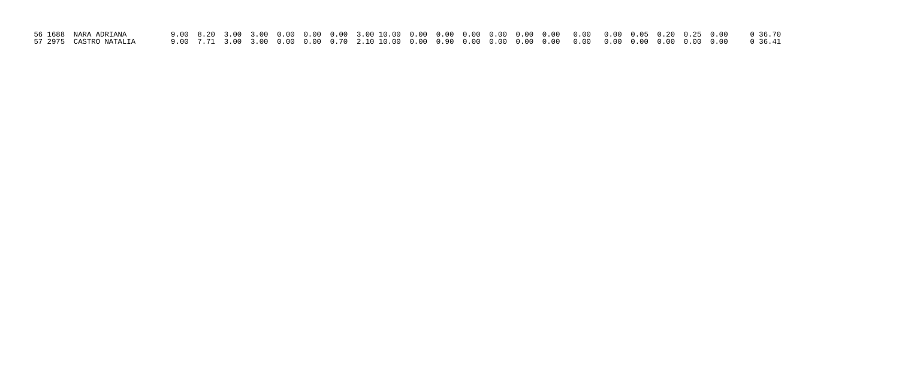| | | | | | | | | | | | | | | | | | | | | | | | | | | |
|---|---|---|---|---|---|---|---|---|---|---|---|---|---|---|---|---|---|---|---|---|---|---|---|---|---|---|
| 56 | 1688 | NARA ADRIANA | 9.00 | 8.20 | 3.00 | 3.00 | 0.00 | 0.00 | 0.00 | 3.00 | 10.00 | 0.00 | 0.00 | 0.00 | 0.00 | 0.00 | 0.00 | 0.00 | 0.00 | 0.05 | 0.20 | 0.25 | 0.00 | 0 | 36.70 |
| 57 | 2975 | CASTRO NATALIA | 9.00 | 7.71 | 3.00 | 3.00 | 0.00 | 0.00 | 0.70 | 2.10 | 10.00 | 0.00 | 0.90 | 0.00 | 0.00 | 0.00 | 0.00 | 0.00 | 0.00 | 0.00 | 0.00 | 0.00 | 0.00 | 0 | 36.41 |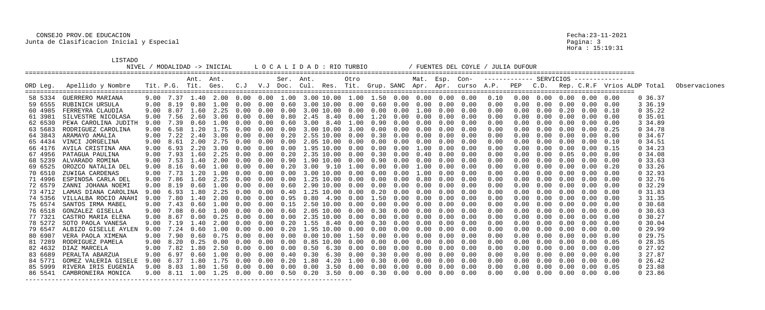CONSEJO PROV.DE EDUCACION
Junta de Clasificacion Inicial y Especial

Fecha:23-11-2021
Hora : 15:19:31

LISTADO
NIVEL / MODALIDAD -> INICIAL    L O C A L I D A D : RIO TURBIO    / FUENTES DEL COYLE / JULIA DUFOUR

| ORD | Leg. | Apellido y Nombre | Tit. | P.G. | Ant. Tit. | Ant. Ges. | C.J | V.J | Ser. Doc. | Ant. Cul. | Res. | Otro Tit. | Grup. | SANC | Mat. Apr. | Esp. Apr. | Con- curso | A.P. | PEP | C.D. | Rep. | C.R.F | Vrios | ALDP | Total | Observaciones |
|---|---|---|---|---|---|---|---|---|---|---|---|---|---|---|---|---|---|---|---|---|---|---|---|---|---|---|
| 58 | 5334 | GUERRERO MARIANA | 9.00 | 7.37 | 1.40 | 2.00 | 0.00 | 0.00 | 1.00 | 3.00 | 10.00 | 1.00 | 1.50 | 0.00 | 0.00 | 0.00 | 0.00 | 0.10 | 0.00 | 0.00 | 0.00 | 0.00 | 0.00 | 0 | 36.37 | |
| 59 | 6555 | RUBINICH URSULA | 9.00 | 8.19 | 0.80 | 1.00 | 0.00 | 0.00 | 0.60 | 3.00 | 10.00 | 0.00 | 0.60 | 0.00 | 0.00 | 0.00 | 0.00 | 0.00 | 0.00 | 0.00 | 0.00 | 0.00 | 0.00 | 3 | 36.19 | |
| 60 | 4985 | FERREYRA CLAUDIA | 9.00 | 8.07 | 1.60 | 2.25 | 0.00 | 0.00 | 0.00 | 3.00 | 10.00 | 0.00 | 0.00 | 0.00 | 1.00 | 0.00 | 0.00 | 0.00 | 0.00 | 0.00 | 0.20 | 0.00 | 0.10 | 0 | 35.22 | |
| 61 | 3981 | SILVESTRE NICOLASA | 9.00 | 7.56 | 2.60 | 3.00 | 0.00 | 0.00 | 0.80 | 2.45 | 8.40 | 0.00 | 1.20 | 0.00 | 0.00 | 0.00 | 0.00 | 0.00 | 0.00 | 0.00 | 0.00 | 0.00 | 0.00 | 0 | 35.01 | |
| 62 | 6530 | PE¥A CAROLINA JUDITH | 9.00 | 7.39 | 0.60 | 1.00 | 0.00 | 0.00 | 0.60 | 3.00 | 8.40 | 1.00 | 0.90 | 0.00 | 0.00 | 0.00 | 0.00 | 0.00 | 0.00 | 0.00 | 0.00 | 0.00 | 0.00 | 3 | 34.89 | |
| 63 | 5683 | RODRIGUEZ CAROLINA | 9.00 | 6.58 | 1.20 | 1.75 | 0.00 | 0.00 | 0.00 | 3.00 | 10.00 | 3.00 | 0.00 | 0.00 | 0.00 | 0.00 | 0.00 | 0.00 | 0.00 | 0.00 | 0.00 | 0.00 | 0.25 | 0 | 34.78 | |
| 64 | 3843 | ARAMAYO AMALIA | 9.00 | 7.22 | 2.40 | 3.00 | 0.00 | 0.00 | 0.20 | 2.55 | 10.00 | 0.00 | 0.30 | 0.00 | 0.00 | 0.00 | 0.00 | 0.00 | 0.00 | 0.00 | 0.00 | 0.00 | 0.00 | 0 | 34.67 | |
| 65 | 4434 | VINCI JORGELINA | 9.00 | 8.61 | 2.00 | 2.75 | 0.00 | 0.00 | 0.00 | 2.05 | 10.00 | 0.00 | 0.00 | 0.00 | 0.00 | 0.00 | 0.00 | 0.00 | 0.00 | 0.00 | 0.00 | 0.00 | 0.10 | 0 | 34.51 | |
| 66 | 4176 | AVILA CRISTINA ANA | 9.00 | 6.93 | 2.20 | 3.00 | 0.00 | 0.00 | 0.00 | 1.95 | 10.00 | 0.00 | 0.00 | 0.00 | 1.00 | 0.00 | 0.00 | 0.00 | 0.00 | 0.00 | 0.00 | 0.00 | 0.15 | 0 | 34.23 | |
| 67 | 4956 | PATAGUA PAULINA | 9.00 | 7.93 | 1.60 | 2.25 | 0.00 | 0.00 | 0.20 | 2.35 | 10.00 | 0.00 | 0.30 | 0.00 | 0.40 | 0.00 | 0.00 | 0.00 | 0.00 | 0.00 | 0.05 | 0.00 | 0.00 | 0 | 34.08 | |
| 68 | 5239 | ALVARADO ROMINA | 9.00 | 7.53 | 1.40 | 2.00 | 0.00 | 0.00 | 0.90 | 1.90 | 10.00 | 0.00 | 0.90 | 0.00 | 0.00 | 0.00 | 0.00 | 0.00 | 0.00 | 0.00 | 0.00 | 0.00 | 0.00 | 0 | 33.63 | |
| 69 | 6525 | OROZCO NATALIA DEL | 9.00 | 8.16 | 0.60 | 1.00 | 0.00 | 0.00 | 0.20 | 3.00 | 9.10 | 1.00 | 0.00 | 0.00 | 1.00 | 0.00 | 0.00 | 0.00 | 0.00 | 0.00 | 0.00 | 0.00 | 0.20 | 0 | 33.26 | |
| 70 | 6510 | ZU¥IGA CARDENAS | 9.00 | 7.73 | 1.20 | 1.00 | 0.00 | 0.00 | 0.00 | 3.00 | 10.00 | 0.00 | 0.00 | 0.00 | 1.00 | 0.00 | 0.00 | 0.00 | 0.00 | 0.00 | 0.00 | 0.00 | 0.00 | 0 | 32.93 | |
| 71 | 4996 | ESPINOSA CARLA DEL | 9.00 | 7.86 | 1.60 | 2.25 | 0.00 | 0.00 | 0.00 | 1.25 | 10.00 | 0.00 | 0.00 | 0.00 | 0.80 | 0.00 | 0.00 | 0.00 | 0.00 | 0.00 | 0.00 | 0.00 | 0.00 | 0 | 32.76 | |
| 72 | 6579 | ZANNI JOHANA NOEMI | 9.00 | 8.19 | 0.60 | 1.00 | 0.00 | 0.00 | 0.60 | 2.90 | 10.00 | 0.00 | 0.00 | 0.00 | 0.00 | 0.00 | 0.00 | 0.00 | 0.00 | 0.00 | 0.00 | 0.00 | 0.00 | 0 | 32.29 | |
| 73 | 4712 | LAMAS DIANA CAROLINA | 9.00 | 6.93 | 1.80 | 2.25 | 0.00 | 0.00 | 0.40 | 1.25 | 10.00 | 0.00 | 0.20 | 0.00 | 0.00 | 0.00 | 0.00 | 0.00 | 0.00 | 0.00 | 0.00 | 0.00 | 0.00 | 0 | 31.83 | |
| 74 | 5356 | VILLALBA ROCIO ANAHI | 9.00 | 7.80 | 1.40 | 2.00 | 0.00 | 0.00 | 0.95 | 0.80 | 4.90 | 0.00 | 1.50 | 0.00 | 0.00 | 0.00 | 0.00 | 0.00 | 0.00 | 0.00 | 0.00 | 0.00 | 0.00 | 3 | 31.35 | |
| 75 | 6574 | SANTOS IRMA MABEL | 9.00 | 7.43 | 0.60 | 1.00 | 0.00 | 0.00 | 0.15 | 2.50 | 10.00 | 0.00 | 0.00 | 0.00 | 0.00 | 0.00 | 0.00 | 0.00 | 0.00 | 0.00 | 0.00 | 0.00 | 0.00 | 0 | 30.68 | |
| 76 | 6518 | GONZALEZ GISELLA | 9.00 | 7.08 | 0.60 | 1.00 | 0.00 | 0.00 | 0.60 | 2.05 | 10.00 | 0.00 | 0.30 | 0.00 | 0.00 | 0.00 | 0.00 | 0.00 | 0.00 | 0.00 | 0.00 | 0.00 | 0.00 | 0 | 30.63 | |
| 77 | 7321 | CASTRO MARIA ELENA | 9.00 | 8.67 | 0.00 | 0.25 | 0.00 | 0.00 | 0.00 | 2.35 | 10.00 | 0.00 | 0.00 | 0.00 | 0.00 | 0.00 | 0.00 | 0.00 | 0.00 | 0.00 | 0.00 | 0.00 | 0.00 | 0 | 30.27 | |
| 78 | 5272 | SOTO PAOLA VANESA | 9.00 | 7.19 | 1.40 | 2.00 | 0.00 | 0.00 | 0.20 | 1.55 | 8.40 | 0.00 | 0.30 | 0.00 | 0.00 | 0.00 | 0.00 | 0.00 | 0.00 | 0.00 | 0.00 | 0.00 | 0.00 | 0 | 30.04 | |
| 79 | 6547 | ALBIZO GISELLE AYLEN | 9.00 | 7.24 | 0.60 | 1.00 | 0.00 | 0.00 | 0.20 | 1.95 | 10.00 | 0.00 | 0.00 | 0.00 | 0.00 | 0.00 | 0.00 | 0.00 | 0.00 | 0.00 | 0.00 | 0.00 | 0.00 | 0 | 29.99 | |
| 80 | 6907 | VERA PAOLA XIMENA | 9.00 | 7.90 | 0.60 | 0.75 | 0.00 | 0.00 | 0.00 | 0.00 | 10.00 | 1.50 | 0.00 | 0.00 | 0.00 | 0.00 | 0.00 | 0.00 | 0.00 | 0.00 | 0.00 | 0.00 | 0.00 | 0 | 29.75 | |
| 81 | 7289 | RODRIGUEZ PAMELA | 9.00 | 8.20 | 0.25 | 0.00 | 0.00 | 0.00 | 0.00 | 0.85 | 10.00 | 0.00 | 0.00 | 0.00 | 0.00 | 0.00 | 0.00 | 0.00 | 0.00 | 0.00 | 0.00 | 0.00 | 0.05 | 0 | 28.35 | |
| 82 | 4632 | DIAZ MARCELA | 9.00 | 7.82 | 1.80 | 2.50 | 0.00 | 0.00 | 0.00 | 0.50 | 6.30 | 0.00 | 0.00 | 0.00 | 0.00 | 0.00 | 0.00 | 0.00 | 0.00 | 0.00 | 0.00 | 0.00 | 0.00 | 0 | 27.92 | |
| 83 | 6689 | PERALTA ABARZUA | 9.00 | 6.97 | 0.60 | 1.00 | 0.00 | 0.00 | 0.40 | 0.30 | 6.30 | 0.00 | 0.30 | 0.00 | 0.00 | 0.00 | 0.00 | 0.00 | 0.00 | 0.00 | 0.00 | 0.00 | 0.00 | 3 | 27.87 | |
| 84 | 5771 | GOMEZ VALERIA GISELE | 9.00 | 6.37 | 1.80 | 1.75 | 0.00 | 0.00 | 0.20 | 1.80 | 4.20 | 1.00 | 0.30 | 0.00 | 0.00 | 0.00 | 0.00 | 0.00 | 0.00 | 0.00 | 0.00 | 0.00 | 0.00 | 0 | 26.42 | |
| 85 | 5999 | RIVERA IRIS EUGENIA | 9.00 | 8.03 | 1.80 | 1.50 | 0.00 | 0.00 | 0.00 | 0.00 | 3.50 | 0.00 | 0.00 | 0.00 | 0.00 | 0.00 | 0.00 | 0.00 | 0.00 | 0.00 | 0.00 | 0.00 | 0.05 | 0 | 23.88 | |
| 86 | 5541 | CAMBRONEIRA MONICA | 9.00 | 8.11 | 1.00 | 1.25 | 0.00 | 0.00 | 0.50 | 0.20 | 3.50 | 0.00 | 0.30 | 0.00 | 0.00 | 0.00 | 0.00 | 0.00 | 0.00 | 0.00 | 0.00 | 0.00 | 0.00 | 0 | 23.86 | |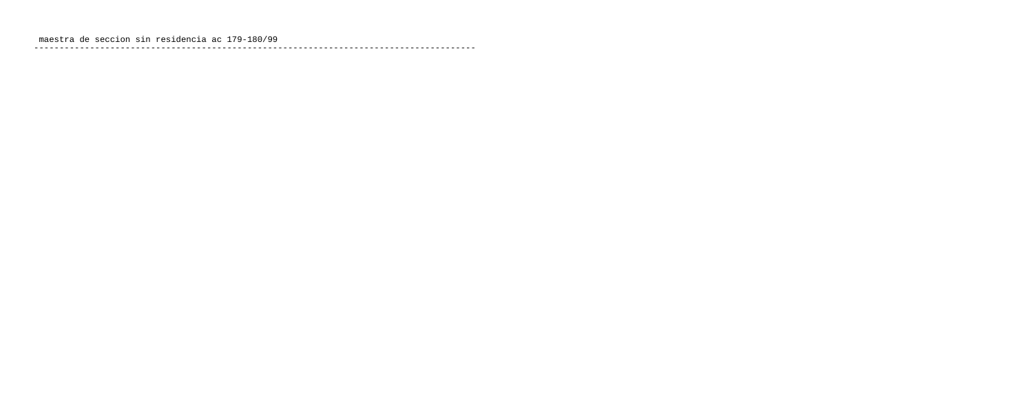maestra de seccion sin residencia ac 179-180/99

---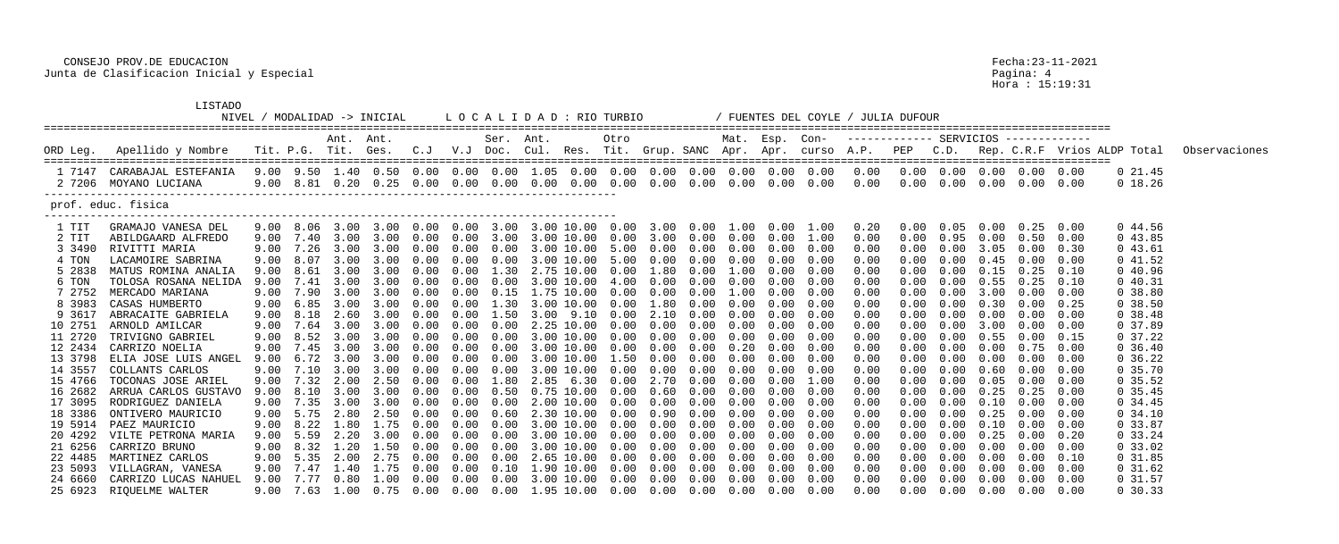CONSEJO PROV.DE EDUCACION
Junta de Clasificacion Inicial y Especial

Fecha:23-11-2021
Pagina: 4
Hora : 15:19:31

LISTADO

NIVEL / MODALIDAD -> INICIAL    L O C A L I D A D : RIO TURBIO    / FUENTES DEL COYLE / JULIA DUFOUR

| ORD Leg. | Apellido y Nombre | Tit. | P.G. | Ant. Tit. | Ant. Ges. | C.J | V.J | Ser. Doc. | Ant. Cul. | Res. | Otro Tit. | Grup. | SANC | Mat. Apr. | Esp. Apr. | Con- curso | A.P. | PEP | C.D. | Rep. | C.R.F | Vrios | ALDP | Total | Observaciones |
|---|---|---|---|---|---|---|---|---|---|---|---|---|---|---|---|---|---|---|---|---|---|---|---|---|---|
| 1 7147 | CARABAJAL ESTEFANIA | 9.00 | 9.50 | 1.40 | 0.50 | 0.00 | 0.00 | 0.00 | 1.05 | 0.00 | 0.00 | 0.00 | 0.00 | 0.00 | 0.00 | 0.00 | 0.00 | 0.00 | 0.00 | 0.00 | 0.00 | 0.00 | 0 | 21.45 | |
| 2 7206 | MOYANO LUCIANA | 9.00 | 8.81 | 0.20 | 0.25 | 0.00 | 0.00 | 0.00 | 0.00 | 0.00 | 0.00 | 0.00 | 0.00 | 0.00 | 0.00 | 0.00 | 0.00 | 0.00 | 0.00 | 0.00 | 0.00 | 0.00 | 0 | 18.26 | |

prof. educ. fisica

| ORD Leg. | Apellido y Nombre | Tit. | P.G. | Ant. Tit. | Ant. Ges. | C.J | V.J | Ser. Doc. | Ant. Cul. | Res. | Otro Tit. | Grup. | SANC | Mat. Apr. | Esp. Apr. | Con- curso | A.P. | PEP | C.D. | Rep. | C.R.F | Vrios | ALDP | Total | Observaciones |
|---|---|---|---|---|---|---|---|---|---|---|---|---|---|---|---|---|---|---|---|---|---|---|---|---|---|
| 1 TIT | GRAMAJO VANESA DEL | 9.00 | 8.06 | 3.00 | 3.00 | 0.00 | 0.00 | 3.00 | 3.00 | 10.00 | 0.00 | 3.00 | 0.00 | 1.00 | 0.00 | 1.00 | 0.20 | 0.00 | 0.05 | 0.00 | 0.25 | 0.00 | 0 | 44.56 | |
| 2 TIT | ABILDGAARD ALFREDO | 9.00 | 7.40 | 3.00 | 3.00 | 0.00 | 0.00 | 3.00 | 3.00 | 10.00 | 0.00 | 3.00 | 0.00 | 0.00 | 0.00 | 1.00 | 0.00 | 0.00 | 0.95 | 0.00 | 0.50 | 0.00 | 0 | 43.85 | |
| 3 3490 | RIVITTI MARIA | 9.00 | 7.26 | 3.00 | 3.00 | 0.00 | 0.00 | 0.00 | 3.00 | 10.00 | 5.00 | 0.00 | 0.00 | 0.00 | 0.00 | 0.00 | 0.00 | 0.00 | 0.00 | 3.05 | 0.00 | 0.30 | 0 | 43.61 | |
| 4 TON | LACAMOIRE SABRINA | 9.00 | 8.07 | 3.00 | 3.00 | 0.00 | 0.00 | 0.00 | 3.00 | 10.00 | 5.00 | 0.00 | 0.00 | 0.00 | 0.00 | 0.00 | 0.00 | 0.00 | 0.00 | 0.45 | 0.00 | 0.00 | 0 | 41.52 | |
| 5 2838 | MATUS ROMINA ANALIA | 9.00 | 8.61 | 3.00 | 3.00 | 0.00 | 0.00 | 1.30 | 2.75 | 10.00 | 0.00 | 1.80 | 0.00 | 1.00 | 0.00 | 0.00 | 0.00 | 0.00 | 0.00 | 0.15 | 0.25 | 0.10 | 0 | 40.96 | |
| 6 TON | TOLOSA ROSANA NELIDA | 9.00 | 7.41 | 3.00 | 3.00 | 0.00 | 0.00 | 0.00 | 3.00 | 10.00 | 4.00 | 0.00 | 0.00 | 0.00 | 0.00 | 0.00 | 0.00 | 0.00 | 0.00 | 0.55 | 0.25 | 0.10 | 0 | 40.31 | |
| 7 2752 | MERCADO MARIANA | 9.00 | 7.90 | 3.00 | 3.00 | 0.00 | 0.00 | 0.15 | 1.75 | 10.00 | 0.00 | 0.00 | 0.00 | 1.00 | 0.00 | 0.00 | 0.00 | 0.00 | 0.00 | 3.00 | 0.00 | 0.00 | 0 | 38.80 | |
| 8 3983 | CASAS HUMBERTO | 9.00 | 6.85 | 3.00 | 3.00 | 0.00 | 0.00 | 1.30 | 3.00 | 10.00 | 0.00 | 1.80 | 0.00 | 0.00 | 0.00 | 0.00 | 0.00 | 0.00 | 0.00 | 0.30 | 0.00 | 0.25 | 0 | 38.50 | |
| 9 3617 | ABRACAITE GABRIELA | 9.00 | 8.18 | 2.60 | 3.00 | 0.00 | 0.00 | 1.50 | 3.00 | 9.10 | 0.00 | 2.10 | 0.00 | 0.00 | 0.00 | 0.00 | 0.00 | 0.00 | 0.00 | 0.00 | 0.00 | 0.00 | 0 | 38.48 | |
| 10 2751 | ARNOLD AMILCAR | 9.00 | 7.64 | 3.00 | 3.00 | 0.00 | 0.00 | 0.00 | 2.25 | 10.00 | 0.00 | 0.00 | 0.00 | 0.00 | 0.00 | 0.00 | 0.00 | 0.00 | 0.00 | 3.00 | 0.00 | 0.00 | 0 | 37.89 | |
| 11 2720 | TRIVIGNO GABRIEL | 9.00 | 8.52 | 3.00 | 3.00 | 0.00 | 0.00 | 0.00 | 3.00 | 10.00 | 0.00 | 0.00 | 0.00 | 0.00 | 0.00 | 0.00 | 0.00 | 0.00 | 0.00 | 0.55 | 0.00 | 0.15 | 0 | 37.22 | |
| 12 2434 | CARRIZO NOELIA | 9.00 | 7.45 | 3.00 | 3.00 | 0.00 | 0.00 | 0.00 | 3.00 | 10.00 | 0.00 | 0.00 | 0.00 | 0.20 | 0.00 | 0.00 | 0.00 | 0.00 | 0.00 | 0.00 | 0.75 | 0.00 | 0 | 36.40 | |
| 13 3798 | ELIA JOSE LUIS ANGEL | 9.00 | 6.72 | 3.00 | 3.00 | 0.00 | 0.00 | 0.00 | 3.00 | 10.00 | 1.50 | 0.00 | 0.00 | 0.00 | 0.00 | 0.00 | 0.00 | 0.00 | 0.00 | 0.00 | 0.00 | 0.00 | 0 | 36.22 | |
| 14 3557 | COLLANTS CARLOS | 9.00 | 7.10 | 3.00 | 3.00 | 0.00 | 0.00 | 0.00 | 3.00 | 10.00 | 0.00 | 0.00 | 0.00 | 0.00 | 0.00 | 0.00 | 0.00 | 0.00 | 0.00 | 0.60 | 0.00 | 0.00 | 0 | 35.70 | |
| 15 4766 | TOCONAS JOSE ARIEL | 9.00 | 7.32 | 2.00 | 2.50 | 0.00 | 0.00 | 1.80 | 2.85 | 6.30 | 0.00 | 2.70 | 0.00 | 0.00 | 0.00 | 1.00 | 0.00 | 0.00 | 0.00 | 0.05 | 0.00 | 0.00 | 0 | 35.52 | |
| 16 2682 | ARRUA CARLOS GUSTAVO | 9.00 | 8.10 | 3.00 | 3.00 | 0.00 | 0.00 | 0.50 | 0.75 | 10.00 | 0.00 | 0.60 | 0.00 | 0.00 | 0.00 | 0.00 | 0.00 | 0.00 | 0.00 | 0.25 | 0.25 | 0.00 | 0 | 35.45 | |
| 17 3095 | RODRIGUEZ DANIELA | 9.00 | 7.35 | 3.00 | 3.00 | 0.00 | 0.00 | 0.00 | 2.00 | 10.00 | 0.00 | 0.00 | 0.00 | 0.00 | 0.00 | 0.00 | 0.00 | 0.00 | 0.00 | 0.10 | 0.00 | 0.00 | 0 | 34.45 | |
| 18 3386 | ONTIVERO MAURICIO | 9.00 | 5.75 | 2.80 | 2.50 | 0.00 | 0.00 | 0.60 | 2.30 | 10.00 | 0.00 | 0.90 | 0.00 | 0.00 | 0.00 | 0.00 | 0.00 | 0.00 | 0.00 | 0.25 | 0.00 | 0.00 | 0 | 34.10 | |
| 19 5914 | PAEZ MAURICIO | 9.00 | 8.22 | 1.80 | 1.75 | 0.00 | 0.00 | 0.00 | 3.00 | 10.00 | 0.00 | 0.00 | 0.00 | 0.00 | 0.00 | 0.00 | 0.00 | 0.00 | 0.00 | 0.10 | 0.00 | 0.00 | 0 | 33.87 | |
| 20 4292 | VILTE PETRONA MARIA | 9.00 | 5.59 | 2.20 | 3.00 | 0.00 | 0.00 | 0.00 | 3.00 | 10.00 | 0.00 | 0.00 | 0.00 | 0.00 | 0.00 | 0.00 | 0.00 | 0.00 | 0.00 | 0.25 | 0.00 | 0.20 | 0 | 33.24 | |
| 21 6256 | CARRIZO BRUNO | 9.00 | 8.32 | 1.20 | 1.50 | 0.00 | 0.00 | 0.00 | 3.00 | 10.00 | 0.00 | 0.00 | 0.00 | 0.00 | 0.00 | 0.00 | 0.00 | 0.00 | 0.00 | 0.00 | 0.00 | 0.00 | 0 | 33.02 | |
| 22 4485 | MARTINEZ CARLOS | 9.00 | 5.35 | 2.00 | 2.75 | 0.00 | 0.00 | 0.00 | 2.65 | 10.00 | 0.00 | 0.00 | 0.00 | 0.00 | 0.00 | 0.00 | 0.00 | 0.00 | 0.00 | 0.00 | 0.00 | 0.10 | 0 | 31.85 | |
| 23 5093 | VILLAGRAN, VANESA | 9.00 | 7.47 | 1.40 | 1.75 | 0.00 | 0.00 | 0.10 | 1.90 | 10.00 | 0.00 | 0.00 | 0.00 | 0.00 | 0.00 | 0.00 | 0.00 | 0.00 | 0.00 | 0.00 | 0.00 | 0.00 | 0 | 31.62 | |
| 24 6660 | CARRIZO LUCAS NAHUEL | 9.00 | 7.77 | 0.80 | 1.00 | 0.00 | 0.00 | 0.00 | 3.00 | 10.00 | 0.00 | 0.00 | 0.00 | 0.00 | 0.00 | 0.00 | 0.00 | 0.00 | 0.00 | 0.00 | 0.00 | 0.00 | 0 | 31.57 | |
| 25 6923 | RIQUELME WALTER | 9.00 | 7.63 | 1.00 | 0.75 | 0.00 | 0.00 | 0.00 | 1.95 | 10.00 | 0.00 | 0.00 | 0.00 | 0.00 | 0.00 | 0.00 | 0.00 | 0.00 | 0.00 | 0.00 | 0.00 | 0.00 | 0 | 30.33 | |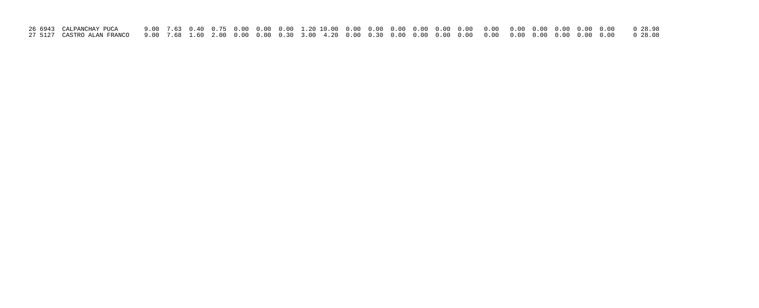| | | | | | | | | | | | | | | | | | | | | | | | | | |
|---|---|---|---|---|---|---|---|---|---|---|---|---|---|---|---|---|---|---|---|---|---|---|---|---|---|
| 26 | 6943 | CALPANCHAY PUCA | 9.00 | 7.63 | 0.40 | 0.75 | 0.00 | 0.00 | 0.00 | 1.20 | 10.00 | 0.00 | 0.00 | 0.00 | 0.00 | 0.00 | 0.00 | 0.00 | 0.00 | 0.00 | 0.00 | 0.00 | 0.00 | 0 | 28.98 |
| 27 | 5127 | CASTRO ALAN FRANCO | 9.00 | 7.68 | 1.60 | 2.00 | 0.00 | 0.00 | 0.30 | 3.00 | 4.20 | 0.00 | 0.30 | 0.00 | 0.00 | 0.00 | 0.00 | 0.00 | 0.00 | 0.00 | 0.00 | 0.00 | 0.00 | 0.00 | 0 | 28.08 |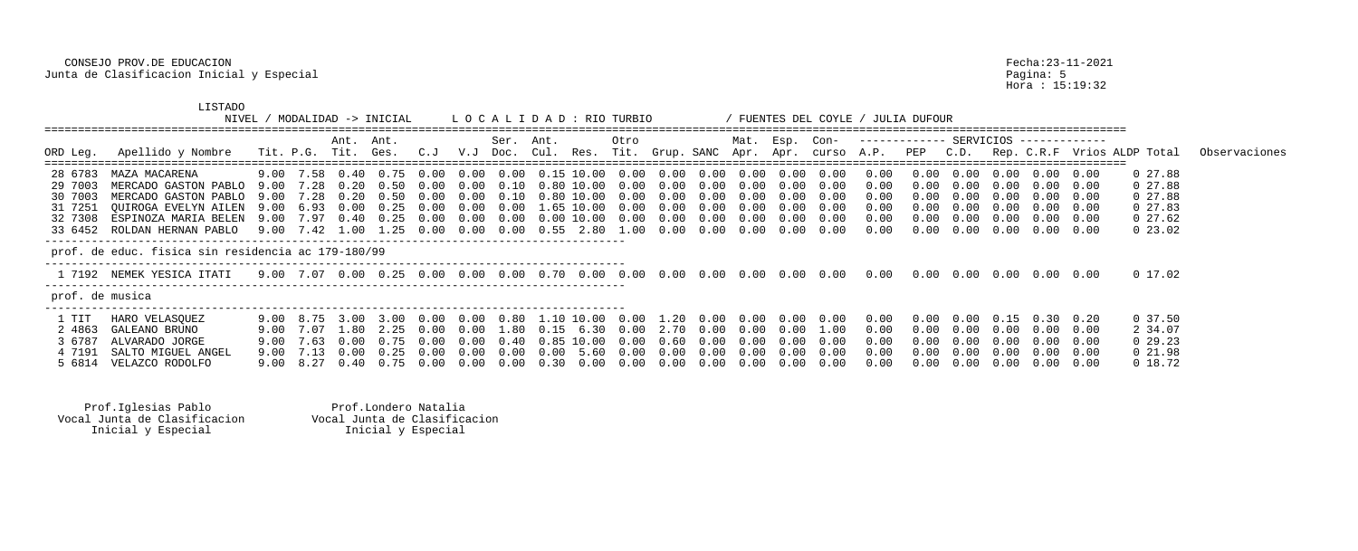CONSEJO PROV.DE EDUCACION
Junta de Clasificacion Inicial y Especial

Fecha:23-11-2021
Pagina: 5
Hora : 15:19:32

LISTADO

NIVEL / MODALIDAD -> INICIAL    L O C A L I D A D : RIO TURBIO    / FUENTES DEL COYLE / JULIA DUFOUR

| ORD | Leg. | Apellido y Nombre | Tit. | P.G. | Ant. Tit. | Ant. Ges. | C.J | V.J | Ser. Doc. | Ant. Cul. | Res. | Otro Tit. | Grup. | SANC | Mat. Apr. | Esp. Apr. | Con- curso | A.P. | PEP | C.D. | Rep. | C.R.F | Vrios | ALDP | Total | Observaciones |
|---|---|---|---|---|---|---|---|---|---|---|---|---|---|---|---|---|---|---|---|---|---|---|---|---|---|---|
| 28 | 6783 | MAZA MACARENA | 9.00 | 7.58 | 0.40 | 0.75 | 0.00 | 0.00 | 0.00 | 0.15 | 10.00 | 0.00 | 0.00 | 0.00 | 0.00 | 0.00 | 0.00 | 0.00 | 0.00 | 0.00 | 0.00 | 0.00 | 0.00 | 0 | 27.88 | |
| 29 | 7003 | MERCADO GASTON PABLO | 9.00 | 7.28 | 0.20 | 0.50 | 0.00 | 0.00 | 0.10 | 0.80 | 10.00 | 0.00 | 0.00 | 0.00 | 0.00 | 0.00 | 0.00 | 0.00 | 0.00 | 0.00 | 0.00 | 0.00 | 0.00 | 0 | 27.88 | |
| 30 | 7003 | MERCADO GASTON PABLO | 9.00 | 7.28 | 0.20 | 0.50 | 0.00 | 0.00 | 0.10 | 0.80 | 10.00 | 0.00 | 0.00 | 0.00 | 0.00 | 0.00 | 0.00 | 0.00 | 0.00 | 0.00 | 0.00 | 0.00 | 0.00 | 0 | 27.88 | |
| 31 | 7251 | QUIROGA EVELYN AILEN | 9.00 | 6.93 | 0.00 | 0.25 | 0.00 | 0.00 | 0.00 | 1.65 | 10.00 | 0.00 | 0.00 | 0.00 | 0.00 | 0.00 | 0.00 | 0.00 | 0.00 | 0.00 | 0.00 | 0.00 | 0.00 | 0 | 27.83 | |
| 32 | 7308 | ESPINOZA MARIA BELEN | 9.00 | 7.97 | 0.40 | 0.25 | 0.00 | 0.00 | 0.00 | 0.00 | 10.00 | 0.00 | 0.00 | 0.00 | 0.00 | 0.00 | 0.00 | 0.00 | 0.00 | 0.00 | 0.00 | 0.00 | 0.00 | 0 | 27.62 | |
| 33 | 6452 | ROLDAN HERNAN PABLO | 9.00 | 7.42 | 1.00 | 1.25 | 0.00 | 0.00 | 0.00 | 0.55 | 2.80 | 1.00 | 0.00 | 0.00 | 0.00 | 0.00 | 0.00 | 0.00 | 0.00 | 0.00 | 0.00 | 0.00 | 0.00 | 0 | 23.02 | |

prof. de educ. fisica sin residencia ac 179-180/99

| ORD | Leg. | Apellido y Nombre | Tit. | P.G. | Ant. Tit. | Ant. Ges. | C.J | V.J | Ser. Doc. | Ant. Cul. | Res. | Otro Tit. | Grup. | SANC | Mat. Apr. | Esp. Apr. | Con- curso | A.P. | PEP | C.D. | Rep. | C.R.F | Vrios | ALDP | Total | Observaciones |
|---|---|---|---|---|---|---|---|---|---|---|---|---|---|---|---|---|---|---|---|---|---|---|---|---|---|---|
| 1 | 7192 | NEMEK YESICA ITATI | 9.00 | 7.07 | 0.00 | 0.25 | 0.00 | 0.00 | 0.00 | 0.70 | 0.00 | 0.00 | 0.00 | 0.00 | 0.00 | 0.00 | 0.00 | 0.00 | 0.00 | 0.00 | 0.00 | 0.00 | 0.00 | 0 | 17.02 | |

prof. de musica

| ORD | Leg. | Apellido y Nombre | Tit. | P.G. | Ant. Tit. | Ant. Ges. | C.J | V.J | Ser. Doc. | Ant. Cul. | Res. | Otro Tit. | Grup. | SANC | Mat. Apr. | Esp. Apr. | Con- curso | A.P. | PEP | C.D. | Rep. | C.R.F | Vrios | ALDP | Total | Observaciones |
|---|---|---|---|---|---|---|---|---|---|---|---|---|---|---|---|---|---|---|---|---|---|---|---|---|---|---|
| 1 | TIT | HARO VELASQUEZ | 9.00 | 8.75 | 3.00 | 3.00 | 0.00 | 0.00 | 0.80 | 1.10 | 10.00 | 0.00 | 1.20 | 0.00 | 0.00 | 0.00 | 0.00 | 0.00 | 0.00 | 0.00 | 0.15 | 0.30 | 0.20 | 0 | 37.50 | |
| 2 | 4863 | GALEANO BRUNO | 9.00 | 7.07 | 1.80 | 2.25 | 0.00 | 0.00 | 1.80 | 0.15 | 6.30 | 0.00 | 2.70 | 0.00 | 0.00 | 0.00 | 1.00 | 0.00 | 0.00 | 0.00 | 0.00 | 0.00 | 0.00 | 2 | 34.07 | |
| 3 | 6787 | ALVARADO JORGE | 9.00 | 7.63 | 0.00 | 0.75 | 0.00 | 0.00 | 0.40 | 0.85 | 10.00 | 0.00 | 0.60 | 0.00 | 0.00 | 0.00 | 0.00 | 0.00 | 0.00 | 0.00 | 0.00 | 0.00 | 0.00 | 0 | 29.23 | |
| 4 | 7191 | SALTO MIGUEL ANGEL | 9.00 | 7.13 | 0.00 | 0.25 | 0.00 | 0.00 | 0.00 | 0.00 | 5.60 | 0.00 | 0.00 | 0.00 | 0.00 | 0.00 | 0.00 | 0.00 | 0.00 | 0.00 | 0.00 | 0.00 | 0.00 | 0 | 21.98 | |
| 5 | 6814 | VELAZCO RODOLFO | 9.00 | 8.27 | 0.40 | 0.75 | 0.00 | 0.00 | 0.00 | 0.30 | 0.00 | 0.00 | 0.00 | 0.00 | 0.00 | 0.00 | 0.00 | 0.00 | 0.00 | 0.00 | 0.00 | 0.00 | 0.00 | 0 | 18.72 | |

Prof.Iglesias Pablo
Vocal Junta de Clasificacion
Inicial y Especial

Prof.Londero Natalia
Vocal Junta de Clasificacion
Inicial y Especial